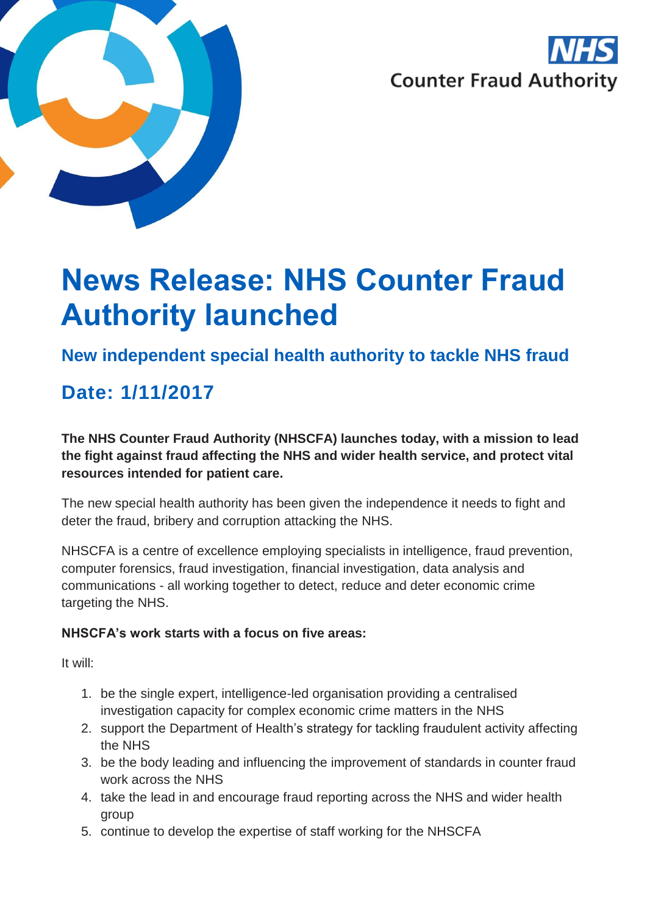NHS Counter Fraud Authority

# News Release: NHS Counter Fraud Authority launched

## New independent special health authority to tackle NHS fraud

## Date: 1/11/2017

**The NHS Counter Fraud Authority (NHSCFA) launches today, with a mission to lead the fight against fraud affecting the NHS and wider health service, and protect vital resources intended for patient care.**

The new special health authority has been given the independence it needs to fight and deter the fraud, bribery and corruption attacking the NHS.

NHSCFA is a centre of excellence employing specialists in intelligence, fraud prevention, computer forensics, fraud investigation, financial investigation, data analysis and communications - all working together to detect, reduce and deter economic crime targeting the NHS.

**NHSCFA's work starts with a focus on five areas:**

It will:

1. be the single expert, intelligence-led organisation providing a centralised investigation capacity for complex economic crime matters in the NHS
2. support the Department of Health's strategy for tackling fraudulent activity affecting the NHS
3. be the body leading and influencing the improvement of standards in counter fraud work across the NHS
4. take the lead in and encourage fraud reporting across the NHS and wider health group
5. continue to develop the expertise of staff working for the NHSCFA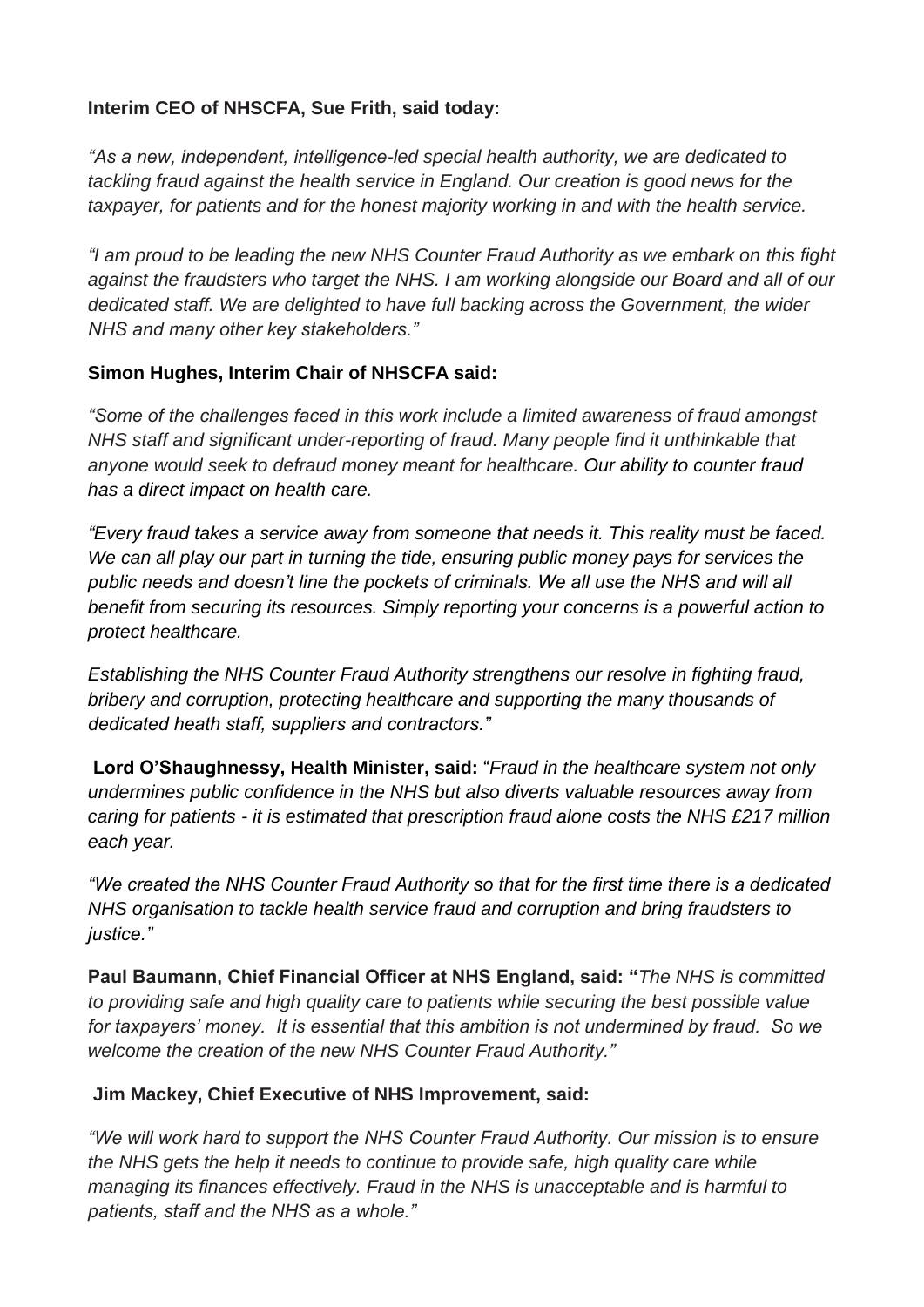**Interim CEO of NHSCFA, Sue Frith, said today:**

*"As a new, independent, intelligence-led special health authority, we are dedicated to tackling fraud against the health service in England. Our creation is good news for the taxpayer, for patients and for the honest majority working in and with the health service.*

*"I am proud to be leading the new NHS Counter Fraud Authority as we embark on this fight against the fraudsters who target the NHS. I am working alongside our Board and all of our dedicated staff. We are delighted to have full backing across the Government, the wider NHS and many other key stakeholders."*

**Simon Hughes, Interim Chair of NHSCFA said:**

*"Some of the challenges faced in this work include a limited awareness of fraud amongst NHS staff and significant under-reporting of fraud. Many people find it unthinkable that anyone would seek to defraud money meant for healthcare. Our ability to counter fraud has a direct impact on health care.*

*"Every fraud takes a service away from someone that needs it. This reality must be faced. We can all play our part in turning the tide, ensuring public money pays for services the public needs and doesn't line the pockets of criminals. We all use the NHS and will all benefit from securing its resources. Simply reporting your concerns is a powerful action to protect healthcare.*

*Establishing the NHS Counter Fraud Authority strengthens our resolve in fighting fraud, bribery and corruption, protecting healthcare and supporting the many thousands of dedicated heath staff, suppliers and contractors."*

**Lord O'Shaughnessy, Health Minister, said:** "*Fraud in the healthcare system not only undermines public confidence in the NHS but also diverts valuable resources away from caring for patients - it is estimated that prescription fraud alone costs the NHS £217 million each year.*

*"We created the NHS Counter Fraud Authority so that for the first time there is a dedicated NHS organisation to tackle health service fraud and corruption and bring fraudsters to justice."*

**Paul Baumann, Chief Financial Officer at NHS England, said: "***The NHS is committed to providing safe and high quality care to patients while securing the best possible value for taxpayers' money. It is essential that this ambition is not undermined by fraud. So we welcome the creation of the new NHS Counter Fraud Authority."*

**Jim Mackey, Chief Executive of NHS Improvement, said:**

*"We will work hard to support the NHS Counter Fraud Authority. Our mission is to ensure the NHS gets the help it needs to continue to provide safe, high quality care while managing its finances effectively. Fraud in the NHS is unacceptable and is harmful to patients, staff and the NHS as a whole."*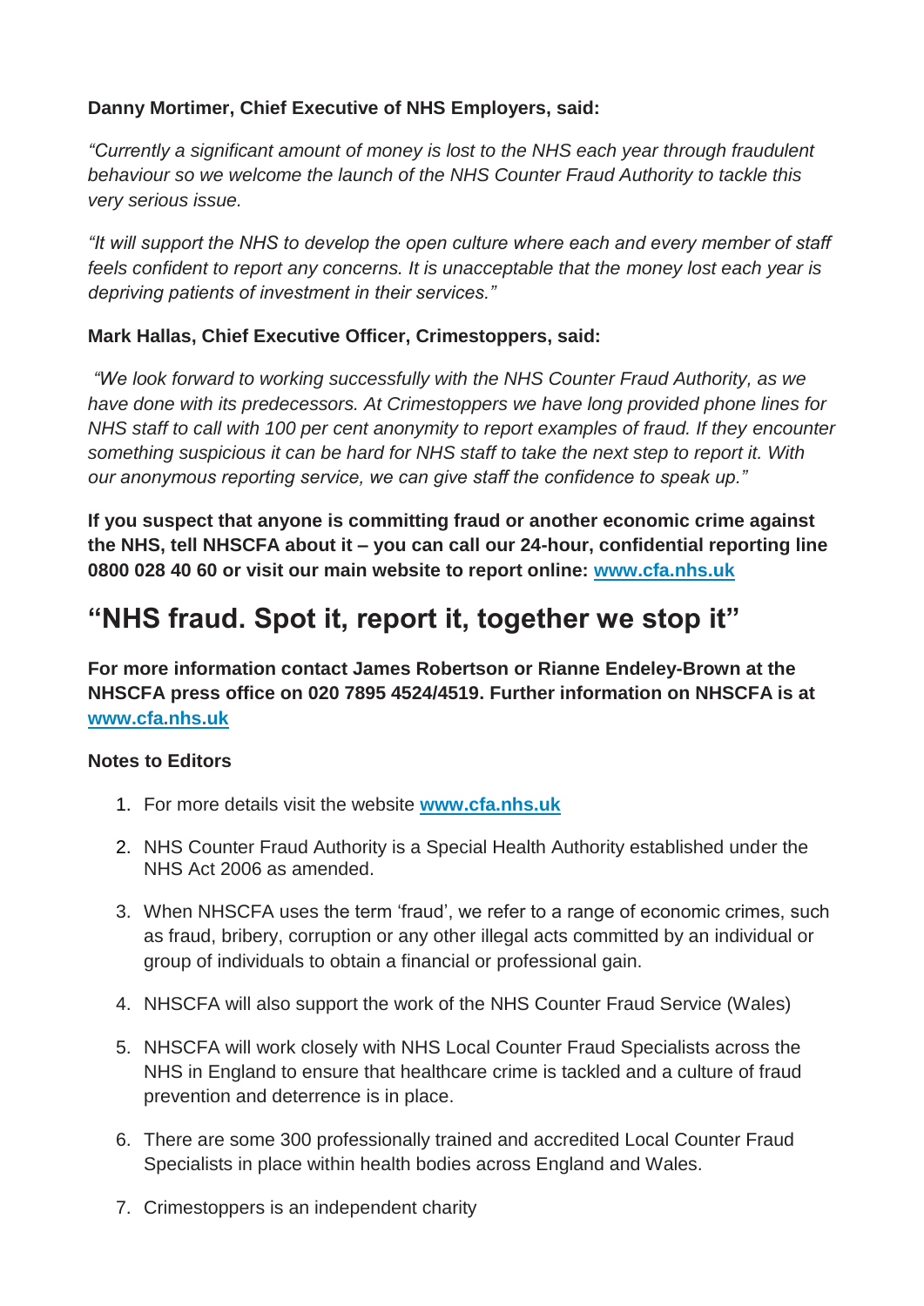**Danny Mortimer, Chief Executive of NHS Employers, said:**

*"Currently a significant amount of money is lost to the NHS each year through fraudulent behaviour so we welcome the launch of the NHS Counter Fraud Authority to tackle this very serious issue.*

*"It will support the NHS to develop the open culture where each and every member of staff feels confident to report any concerns. It is unacceptable that the money lost each year is depriving patients of investment in their services."*

**Mark Hallas, Chief Executive Officer, Crimestoppers, said:**

*"We look forward to working successfully with the NHS Counter Fraud Authority, as we have done with its predecessors. At Crimestoppers we have long provided phone lines for NHS staff to call with 100 per cent anonymity to report examples of fraud. If they encounter something suspicious it can be hard for NHS staff to take the next step to report it. With our anonymous reporting service, we can give staff the confidence to speak up."*

**If you suspect that anyone is committing fraud or another economic crime against the NHS, tell NHSCFA about it – you can call our 24-hour, confidential reporting line 0800 028 40 60 or visit our main website to report online: [www.cfa.nhs.uk](http://www.cfa.nhs.uk)**

## "NHS fraud. Spot it, report it, together we stop it"

**For more information contact James Robertson or Rianne Endeley-Brown at the NHSCFA press office on 020 7895 4524/4519. Further information on NHSCFA is at [www.cfa.nhs.uk](http://www.cfa.nhs.uk)**

**Notes to Editors**

1. For more details visit the website **[www.cfa.nhs.uk](http://www.cfa.nhs.uk)**
2. NHS Counter Fraud Authority is a Special Health Authority established under the NHS Act 2006 as amended.
3. When NHSCFA uses the term 'fraud', we refer to a range of economic crimes, such as fraud, bribery, corruption or any other illegal acts committed by an individual or group of individuals to obtain a financial or professional gain.
4. NHSCFA will also support the work of the NHS Counter Fraud Service (Wales)
5. NHSCFA will work closely with NHS Local Counter Fraud Specialists across the NHS in England to ensure that healthcare crime is tackled and a culture of fraud prevention and deterrence is in place.
6. There are some 300 professionally trained and accredited Local Counter Fraud Specialists in place within health bodies across England and Wales.
7. Crimestoppers is an independent charity